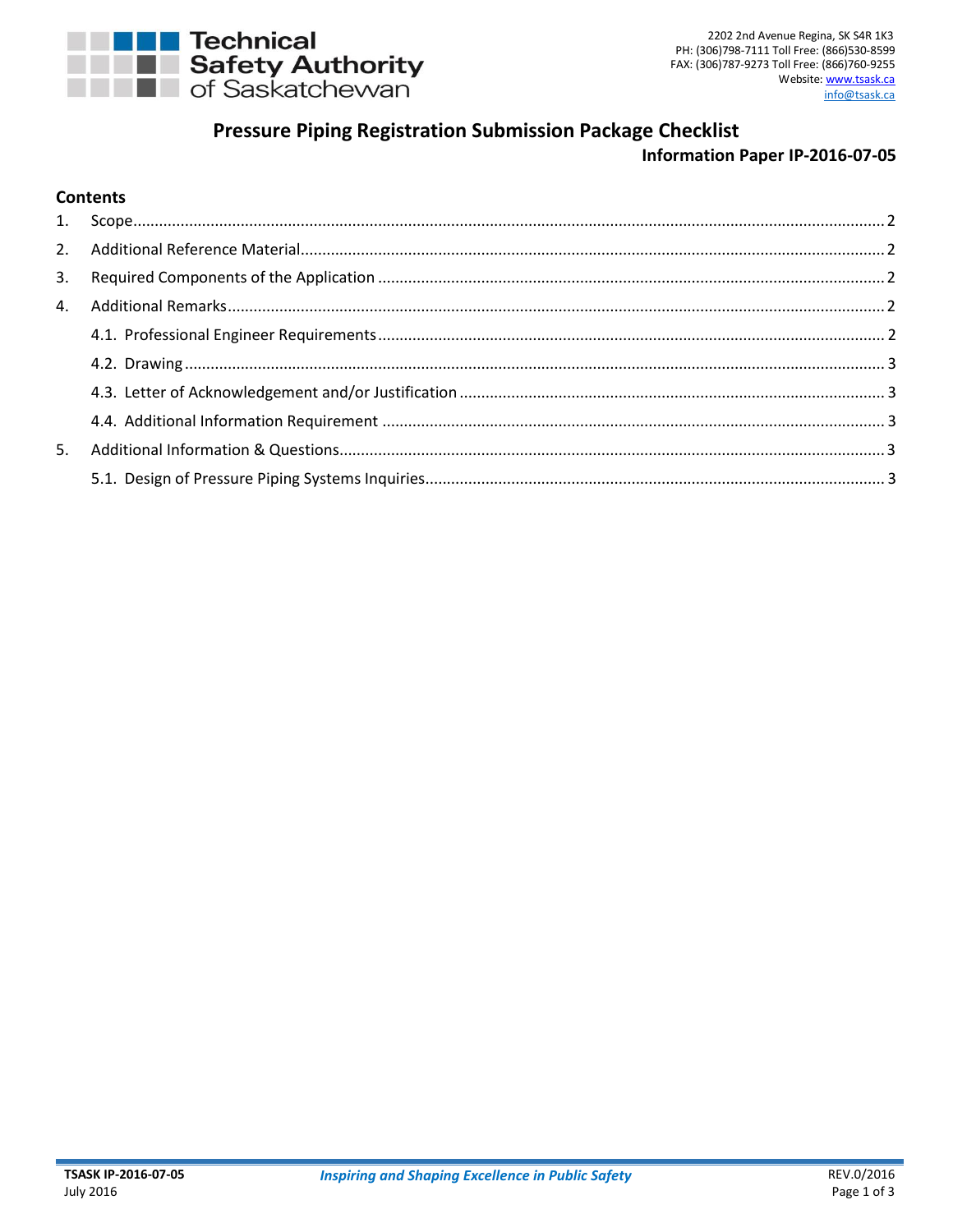Technical Safety Authority of Saskatchewan

2202 2nd Avenue Regina, SK S4R 1K3
PH: (306)798-7111 Toll Free: (866)530-8599
FAX: (306)787-9273 Toll Free: (866)760-9255
Website: www.tsask.ca
info@tsask.ca

# Pressure Piping Registration Submission Package Checklist

**Information Paper IP-2016-07-05**

## Contents

1. Scope ..... 2
2. Additional Reference Material ..... 2
3. Required Components of the Application ..... 2
4. Additional Remarks ..... 2
   - 4.1. Professional Engineer Requirements ..... 2
   - 4.2. Drawing ..... 3
   - 4.3. Letter of Acknowledgement and/or Justification ..... 3
   - 4.4. Additional Information Requirement ..... 3
5. Additional Information & Questions ..... 3
   - 5.1. Design of Pressure Piping Systems Inquiries ..... 3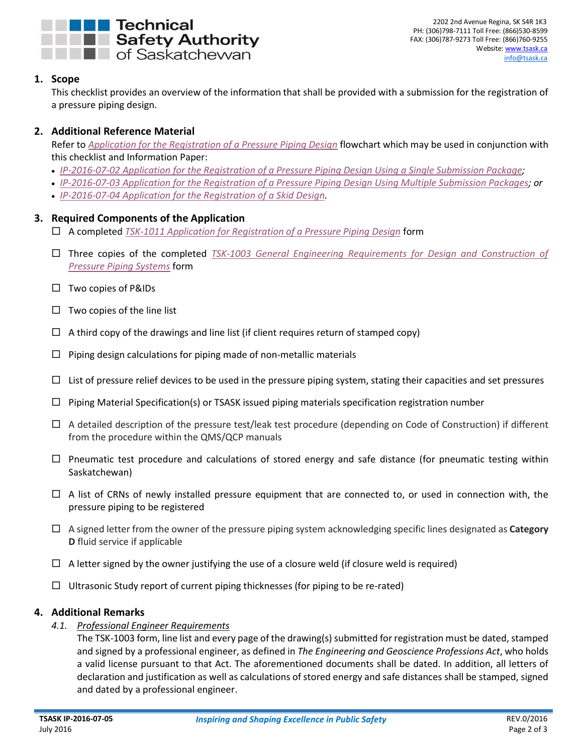## 1. Scope

This checklist provides an overview of the information that shall be provided with a submission for the registration of a pressure piping design.

## 2. Additional Reference Material

Refer to *Application for the Registration of a Pressure Piping Design* flowchart which may be used in conjunction with this checklist and Information Paper:

- *IP-2016-07-02 Application for the Registration of a Pressure Piping Design Using a Single Submission Package;*
- *IP-2016-07-03 Application for the Registration of a Pressure Piping Design Using Multiple Submission Packages; or*
- *IP-2016-07-04 Application for the Registration of a Skid Design.*

## 3. Required Components of the Application

- ☐ A completed *TSK-1011 Application for Registration of a Pressure Piping Design* form
- ☐ Three copies of the completed *TSK-1003 General Engineering Requirements for Design and Construction of Pressure Piping Systems* form
- ☐ Two copies of P&IDs
- ☐ Two copies of the line list
- ☐ A third copy of the drawings and line list (if client requires return of stamped copy)
- ☐ Piping design calculations for piping made of non-metallic materials
- ☐ List of pressure relief devices to be used in the pressure piping system, stating their capacities and set pressures
- ☐ Piping Material Specification(s) or TSASK issued piping materials specification registration number
- ☐ A detailed description of the pressure test/leak test procedure (depending on Code of Construction) if different from the procedure within the QMS/QCP manuals
- ☐ Pneumatic test procedure and calculations of stored energy and safe distance (for pneumatic testing within Saskatchewan)
- ☐ A list of CRNs of newly installed pressure equipment that are connected to, or used in connection with, the pressure piping to be registered
- ☐ A signed letter from the owner of the pressure piping system acknowledging specific lines designated as **Category D** fluid service if applicable
- ☐ A letter signed by the owner justifying the use of a closure weld (if closure weld is required)
- ☐ Ultrasonic Study report of current piping thicknesses (for piping to be re-rated)

## 4. Additional Remarks

### *4.1. Professional Engineer Requirements*

The TSK-1003 form, line list and every page of the drawing(s) submitted for registration must be dated, stamped and signed by a professional engineer, as defined in *The Engineering and Geoscience Professions Act*, who holds a valid license pursuant to that Act. The aforementioned documents shall be dated. In addition, all letters of declaration and justification as well as calculations of stored energy and safe distances shall be stamped, signed and dated by a professional engineer.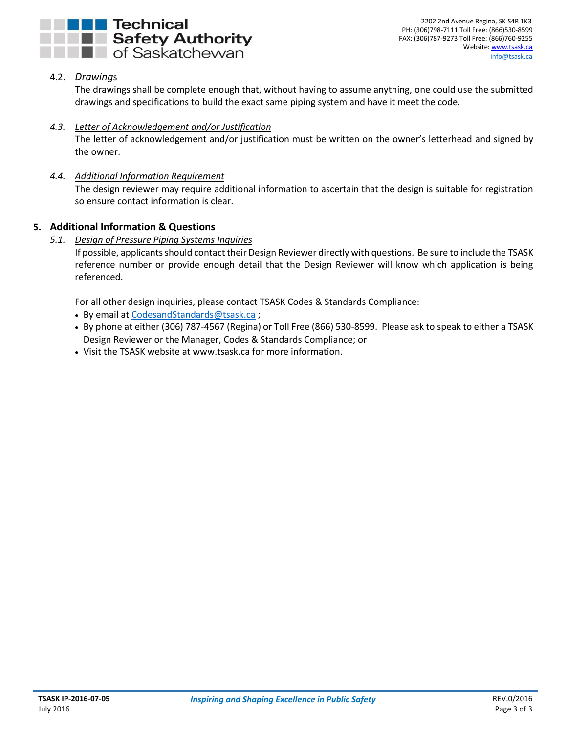4.2. *Drawings*

The drawings shall be complete enough that, without having to assume anything, one could use the submitted drawings and specifications to build the exact same piping system and have it meet the code.

4.3. *Letter of Acknowledgement and/or Justification*

The letter of acknowledgement and/or justification must be written on the owner's letterhead and signed by the owner.

4.4. *Additional Information Requirement*

The design reviewer may require additional information to ascertain that the design is suitable for registration so ensure contact information is clear.

## 5. Additional Information & Questions

5.1. *Design of Pressure Piping Systems Inquiries*

If possible, applicants should contact their Design Reviewer directly with questions. Be sure to include the TSASK reference number or provide enough detail that the Design Reviewer will know which application is being referenced.

For all other design inquiries, please contact TSASK Codes & Standards Compliance:

- By email at CodesandStandards@tsask.ca ;
- By phone at either (306) 787-4567 (Regina) or Toll Free (866) 530-8599. Please ask to speak to either a TSASK Design Reviewer or the Manager, Codes & Standards Compliance; or
- Visit the TSASK website at www.tsask.ca for more information.